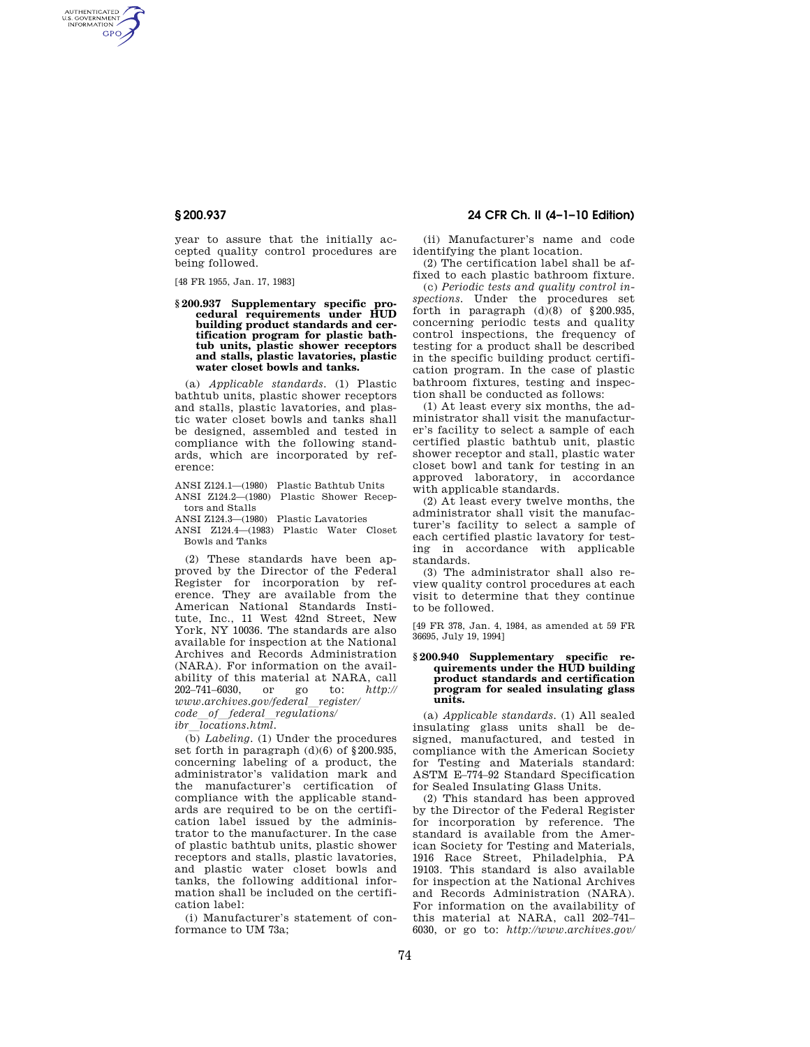year to assure that the initially accepted quality control procedures are being followed.

[48 FR 1955, Jan. 17, 1983]

**§ 200.937 Supplementary specific procedural requirements under HUD building product standards and certification program for plastic bathtub units, plastic shower receptors and stalls, plastic lavatories, plastic water closet bowls and tanks.**

(a) *Applicable standards.* (1) Plastic bathtub units, plastic shower receptors and stalls, plastic lavatories, and plastic water closet bowls and tanks shall be designed, assembled and tested in compliance with the following standards, which are incorporated by reference:

ANSI Z124.1—(1980) Plastic Bathtub Units
ANSI Z124.2—(1980) Plastic Shower Receptors and Stalls
ANSI Z124.3—(1980) Plastic Lavatories
ANSI Z124.4—(1983) Plastic Water Closet Bowls and Tanks

(2) These standards have been approved by the Director of the Federal Register for incorporation by reference. They are available from the American National Standards Institute, Inc., 11 West 42nd Street, New York, NY 10036. The standards are also available for inspection at the National Archives and Records Administration (NARA). For information on the availability of this material at NARA, call 202–741–6030, or go to: *http://www.archives.gov/federal_register/code_of_federal_regulations/ibr_locations.html.*

(b) *Labeling.* (1) Under the procedures set forth in paragraph (d)(6) of § 200.935, concerning labeling of a product, the administrator's validation mark and the manufacturer's certification of compliance with the applicable standards are required to be on the certification label issued by the administrator to the manufacturer. In the case of plastic bathtub units, plastic shower receptors and stalls, plastic lavatories, and plastic water closet bowls and tanks, the following additional information shall be included on the certification label:

(i) Manufacturer's statement of conformance to UM 73a;

(ii) Manufacturer's name and code identifying the plant location.

(2) The certification label shall be affixed to each plastic bathroom fixture.

(c) *Periodic tests and quality control inspections.* Under the procedures set forth in paragraph (d)(8) of § 200.935, concerning periodic tests and quality control inspections, the frequency of testing for a product shall be described in the specific building product certification program. In the case of plastic bathroom fixtures, testing and inspection shall be conducted as follows:

(1) At least every six months, the administrator shall visit the manufacturer's facility to select a sample of each certified plastic bathtub unit, plastic shower receptor and stall, plastic water closet bowl and tank for testing in an approved laboratory, in accordance with applicable standards.

(2) At least every twelve months, the administrator shall visit the manufacturer's facility to select a sample of each certified plastic lavatory for testing in accordance with applicable standards.

(3) The administrator shall also review quality control procedures at each visit to determine that they continue to be followed.

[49 FR 378, Jan. 4, 1984, as amended at 59 FR 36695, July 19, 1994]

**§ 200.940 Supplementary specific requirements under the HUD building product standards and certification program for sealed insulating glass units.**

(a) *Applicable standards.* (1) All sealed insulating glass units shall be designed, manufactured, and tested in compliance with the American Society for Testing and Materials standard: ASTM E–774–92 Standard Specification for Sealed Insulating Glass Units.

(2) This standard has been approved by the Director of the Federal Register for incorporation by reference. The standard is available from the American Society for Testing and Materials, 1916 Race Street, Philadelphia, PA 19103. This standard is also available for inspection at the National Archives and Records Administration (NARA). For information on the availability of this material at NARA, call 202–741–6030, or go to: *http://www.archives.gov/*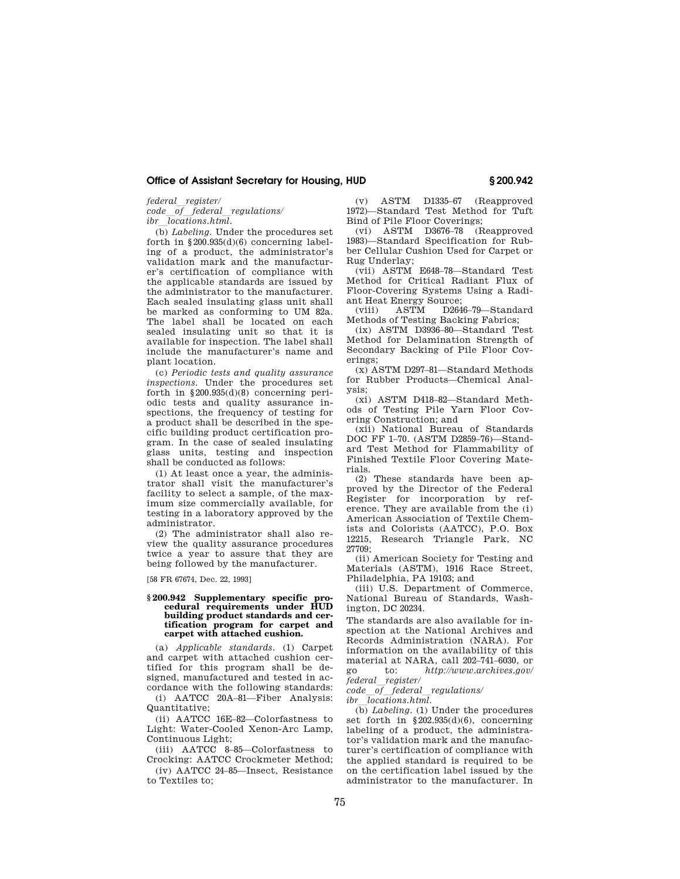federal_register/code_of_federal_regulations/ibr_locations.html.

(b) *Labeling*. Under the procedures set forth in §200.935(d)(6) concerning labeling of a product, the administrator's validation mark and the manufacturer's certification of compliance with the applicable standards are issued by the administrator to the manufacturer. Each sealed insulating glass unit shall be marked as conforming to UM 82a. The label shall be located on each sealed insulating unit so that it is available for inspection. The label shall include the manufacturer's name and plant location.

(c) *Periodic tests and quality assurance inspections*. Under the procedures set forth in §200.935(d)(8) concerning periodic tests and quality assurance inspections, the frequency of testing for a product shall be described in the specific building product certification program. In the case of sealed insulating glass units, testing and inspection shall be conducted as follows:

(1) At least once a year, the administrator shall visit the manufacturer's facility to select a sample, of the maximum size commercially available, for testing in a laboratory approved by the administrator.

(2) The administrator shall also review the quality assurance procedures twice a year to assure that they are being followed by the manufacturer.

[58 FR 67674, Dec. 22, 1993]

### §200.942 Supplementary specific procedural requirements under HUD building product standards and certification program for carpet and carpet with attached cushion.

(a) *Applicable standards*. (1) Carpet and carpet with attached cushion certified for this program shall be designed, manufactured and tested in accordance with the following standards:

(i) AATCC 20A–81—Fiber Analysis: Quantitative;

(ii) AATCC 16E–82—Colorfastness to Light: Water-Cooled Xenon-Arc Lamp, Continuous Light;

(iii) AATCC 8–85—Colorfastness to Crocking: AATCC Crockmeter Method;

(iv) AATCC 24–85—Insect, Resistance to Textiles to;

(v) ASTM D1335–67 (Reapproved 1972)—Standard Test Method for Tuft Bind of Pile Floor Coverings;

(vi) ASTM D3676–78 (Reapproved 1983)—Standard Specification for Rubber Cellular Cushion Used for Carpet or Rug Underlay;

(vii) ASTM E648–78—Standard Test Method for Critical Radiant Flux of Floor-Covering Systems Using a Radiant Heat Energy Source;

(viii) ASTM D2646–79—Standard Methods of Testing Backing Fabrics;

(ix) ASTM D3936–80—Standard Test Method for Delamination Strength of Secondary Backing of Pile Floor Coverings;

(x) ASTM D297–81—Standard Methods for Rubber Products—Chemical Analysis;

(xi) ASTM D418–82—Standard Methods of Testing Pile Yarn Floor Covering Construction; and

(xii) National Bureau of Standards DOC FF 1–70. (ASTM D2859–76)—Standard Test Method for Flammability of Finished Textile Floor Covering Materials.

(2) These standards have been approved by the Director of the Federal Register for incorporation by reference. They are available from the (i) American Association of Textile Chemists and Colorists (AATCC), P.O. Box 12215, Research Triangle Park, NC 27709;

(ii) American Society for Testing and Materials (ASTM), 1916 Race Street, Philadelphia, PA 19103; and

(iii) U.S. Department of Commerce, National Bureau of Standards, Washington, DC 20234.

The standards are also available for inspection at the National Archives and Records Administration (NARA). For information on the availability of this material at NARA, call 202–741–6030, or go to: *http://www.archives.gov/federal_register/code_of_federal_regulations/ibr_locations.html*.

(b) *Labeling*. (1) Under the procedures set forth in §202.935(d)(6), concerning labeling of a product, the administrator's validation mark and the manufacturer's certification of compliance with the applied standard is required to be on the certification label issued by the administrator to the manufacturer. In